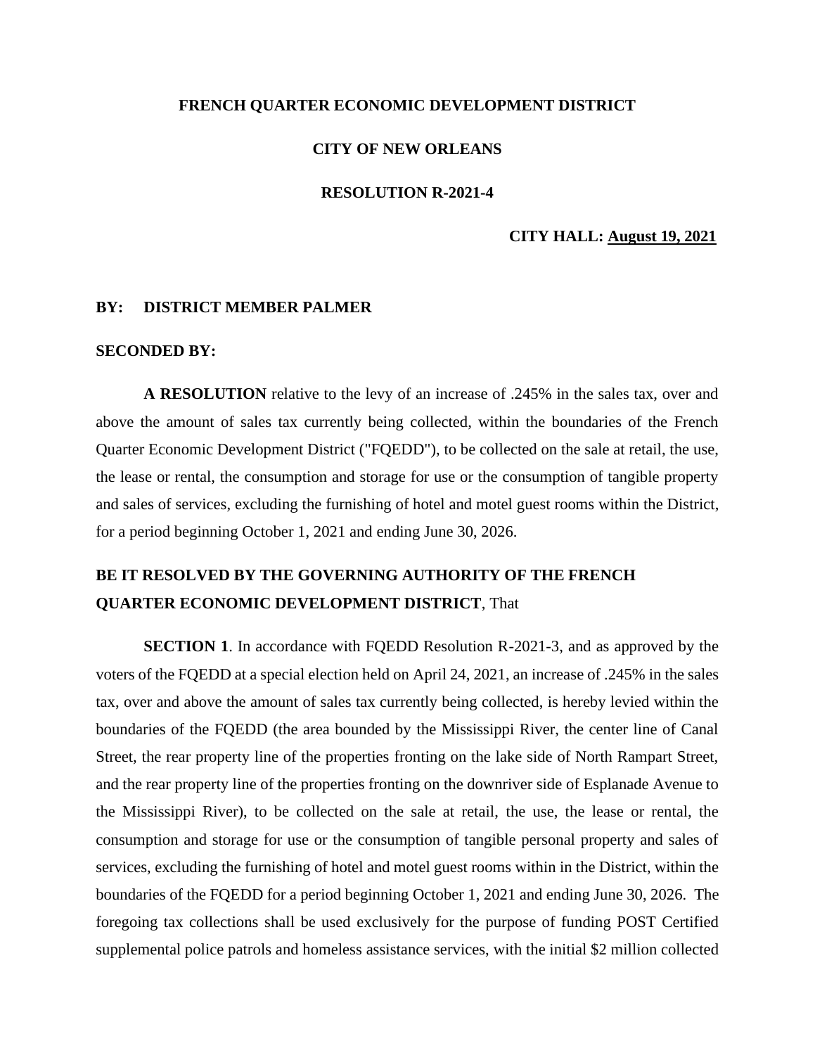**FRENCH QUARTER ECONOMIC DEVELOPMENT DISTRICT**

**CITY OF NEW ORLEANS**

**RESOLUTION R-2021-4**

**CITY HALL: August 19, 2021**

**BY: DISTRICT MEMBER PALMER**

**SECONDED BY:**

**A RESOLUTION** relative to the levy of an increase of .245% in the sales tax, over and above the amount of sales tax currently being collected, within the boundaries of the French Quarter Economic Development District ("FQEDD"), to be collected on the sale at retail, the use, the lease or rental, the consumption and storage for use or the consumption of tangible property and sales of services, excluding the furnishing of hotel and motel guest rooms within the District, for a period beginning October 1, 2021 and ending June 30, 2026.

**BE IT RESOLVED BY THE GOVERNING AUTHORITY OF THE FRENCH QUARTER ECONOMIC DEVELOPMENT DISTRICT**, That

**SECTION 1**. In accordance with FQEDD Resolution R-2021-3, and as approved by the voters of the FQEDD at a special election held on April 24, 2021, an increase of .245% in the sales tax, over and above the amount of sales tax currently being collected, is hereby levied within the boundaries of the FQEDD (the area bounded by the Mississippi River, the center line of Canal Street, the rear property line of the properties fronting on the lake side of North Rampart Street, and the rear property line of the properties fronting on the downriver side of Esplanade Avenue to the Mississippi River), to be collected on the sale at retail, the use, the lease or rental, the consumption and storage for use or the consumption of tangible personal property and sales of services, excluding the furnishing of hotel and motel guest rooms within in the District, within the boundaries of the FQEDD for a period beginning October 1, 2021 and ending June 30, 2026. The foregoing tax collections shall be used exclusively for the purpose of funding POST Certified supplemental police patrols and homeless assistance services, with the initial $2 million collected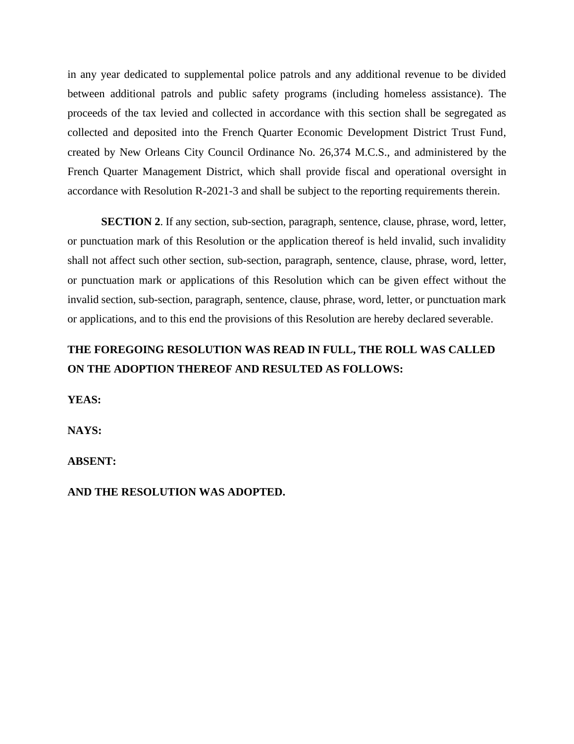in any year dedicated to supplemental police patrols and any additional revenue to be divided between additional patrols and public safety programs (including homeless assistance). The proceeds of the tax levied and collected in accordance with this section shall be segregated as collected and deposited into the French Quarter Economic Development District Trust Fund, created by New Orleans City Council Ordinance No. 26,374 M.C.S., and administered by the French Quarter Management District, which shall provide fiscal and operational oversight in accordance with Resolution R-2021-3 and shall be subject to the reporting requirements therein.

**SECTION 2**. If any section, sub-section, paragraph, sentence, clause, phrase, word, letter, or punctuation mark of this Resolution or the application thereof is held invalid, such invalidity shall not affect such other section, sub-section, paragraph, sentence, clause, phrase, word, letter, or punctuation mark or applications of this Resolution which can be given effect without the invalid section, sub-section, paragraph, sentence, clause, phrase, word, letter, or punctuation mark or applications, and to this end the provisions of this Resolution are hereby declared severable.

**THE FOREGOING RESOLUTION WAS READ IN FULL, THE ROLL WAS CALLED ON THE ADOPTION THEREOF AND RESULTED AS FOLLOWS:**

**YEAS:**

**NAYS:**

**ABSENT:**

**AND THE RESOLUTION WAS ADOPTED.**